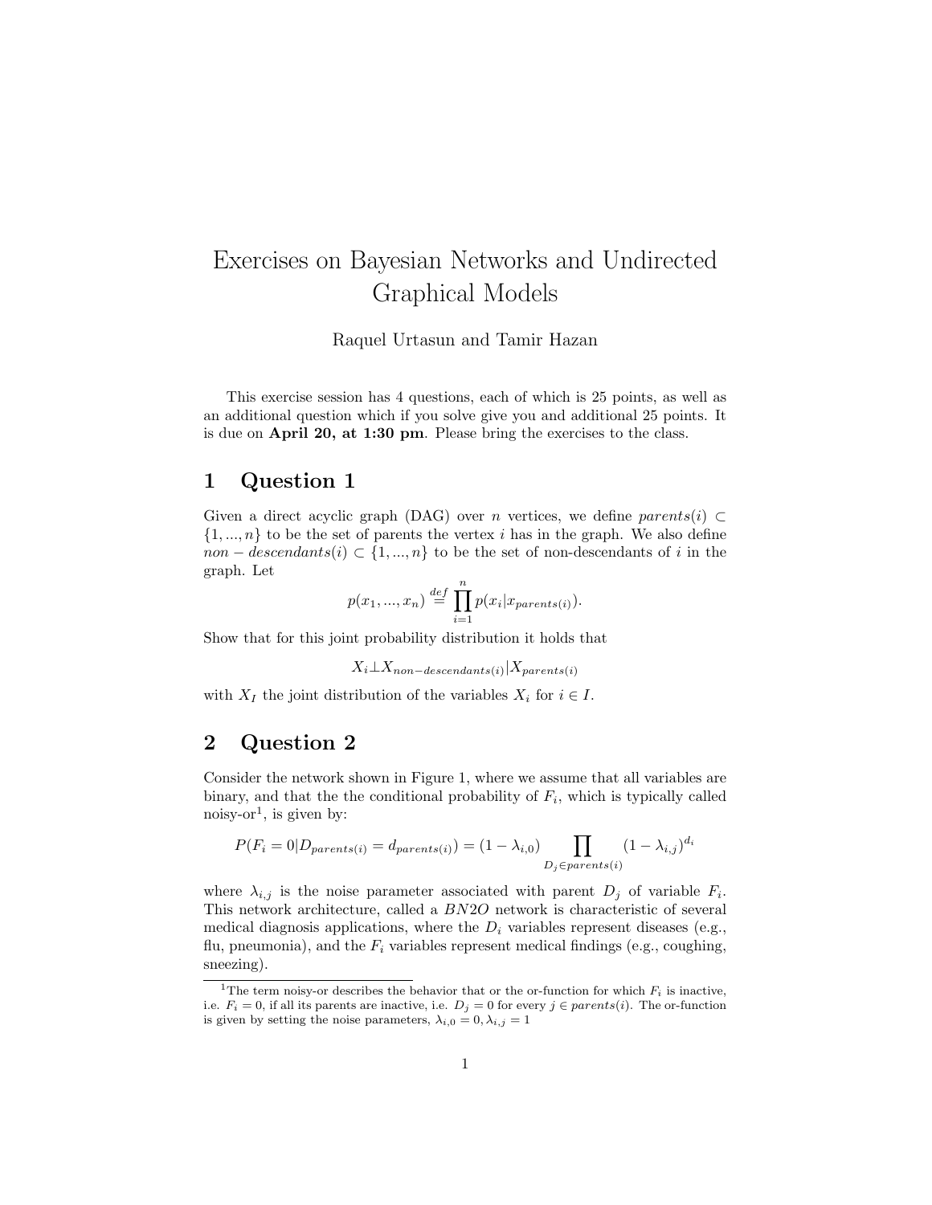# Exercises on Bayesian Networks and Undirected Graphical Models

Raquel Urtasun and Tamir Hazan

This exercise session has 4 questions, each of which is 25 points, as well as an additional question which if you solve give you and additional 25 points. It is due on **April 20, at 1:30 pm**. Please bring the exercises to the class.

## 1 Question 1

Given a direct acyclic graph (DAG) over $n$ vertices, we define $parents(i) \subset \{1, ..., n\}$ to be the set of parents the vertex $i$ has in the graph. We also define $non-descendants(i) \subset \{1, ..., n\}$ to be the set of non-descendants of $i$ in the graph. Let

$$p(x_1, ..., x_n) \stackrel{def}{=} \prod_{i=1}^{n} p(x_i | x_{parents(i)}).$$

Show that for this joint probability distribution it holds that

$$X_i \perp X_{non-descendants(i)} | X_{parents(i)}$$

with $X_I$ the joint distribution of the variables $X_i$ for $i \in I$.

## 2 Question 2

Consider the network shown in Figure 1, where we assume that all variables are binary, and that the the conditional probability of $F_i$, which is typically called noisy-or[1], is given by:

$$P(F_i = 0 | D_{parents(i)} = d_{parents(i)}) = (1 - \lambda_{i,0}) \prod_{D_j \in parents(i)} (1 - \lambda_{i,j})^{d_i}$$

where $\lambda_{i,j}$ is the noise parameter associated with parent $D_j$ of variable $F_i$. This network architecture, called a $BN2O$ network is characteristic of several medical diagnosis applications, where the $D_i$ variables represent diseases (e.g., flu, pneumonia), and the $F_i$ variables represent medical findings (e.g., coughing, sneezing).

[1] The term noisy-or describes the behavior that or the or-function for which $F_i$ is inactive, i.e. $F_i = 0$, if all its parents are inactive, i.e. $D_j = 0$ for every $j \in parents(i)$. The or-function is given by setting the noise parameters, $\lambda_{i,0} = 0, \lambda_{i,j} = 1$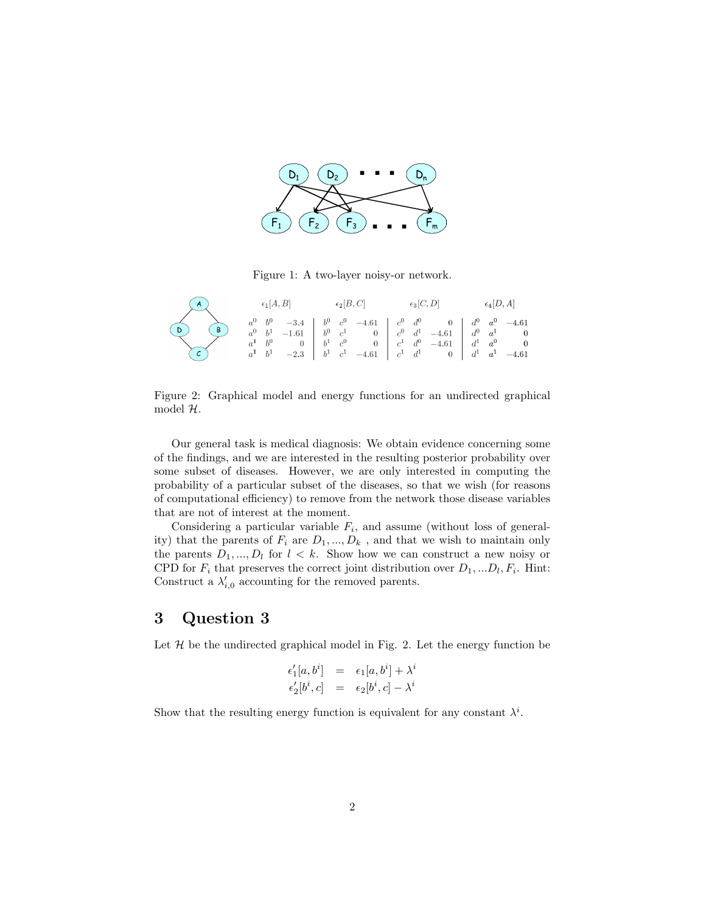Figure 1: A two-layer noisy-or network.

| $\epsilon_1[A,B]$ | | | $\epsilon_2[B,C]$ | | | $\epsilon_3[C,D]$ | | | $\epsilon_4[D,A]$ | | |
|---|---|---|---|---|---|---|---|---|---|---|---|
| $a^0$ | $b^0$ | $-3.4$ | $b^0$ | $c^0$ | $-4.61$ | $c^0$ | $d^0$ | $0$ | $d^0$ | $a^0$ | $-4.61$ |
| $a^0$ | $b^1$ | $-1.61$ | $b^0$ | $c^1$ | $0$ | $c^0$ | $d^1$ | $-4.61$ | $d^0$ | $a^1$ | $0$ |
| $a^1$ | $b^0$ | $0$ | $b^1$ | $c^0$ | $0$ | $c^1$ | $d^0$ | $-4.61$ | $d^1$ | $a^0$ | $0$ |
| $a^1$ | $b^1$ | $-2.3$ | $b^1$ | $c^1$ | $-4.61$ | $c^1$ | $d^1$ | $0$ | $d^1$ | $a^1$ | $-4.61$ |

Figure 2: Graphical model and energy functions for an undirected graphical model $\mathcal{H}$.

Our general task is medical diagnosis: We obtain evidence concerning some of the findings, and we are interested in the resulting posterior probability over some subset of diseases. However, we are only interested in computing the probability of a particular subset of the diseases, so that we wish (for reasons of computational efficiency) to remove from the network those disease variables that are not of interest at the moment.

Considering a particular variable $F_i$, and assume (without loss of generality) that the parents of $F_i$ are $D_1, ..., D_k$ , and that we wish to maintain only the parents $D_1, ..., D_l$ for $l < k$. Show how we can construct a new noisy or CPD for $F_i$ that preserves the correct joint distribution over $D_1, ...D_l, F_i$. Hint: Construct a $\lambda'_{i,0}$ accounting for the removed parents.

# 3 Question 3

Let $\mathcal{H}$ be the undirected graphical model in Fig. 2. Let the energy function be

$$\begin{aligned}
\epsilon'_1[a, b^i] &= \epsilon_1[a, b^i] + \lambda^i \\
\epsilon'_2[b^i, c] &= \epsilon_2[b^i, c] - \lambda^i
\end{aligned}$$

Show that the resulting energy function is equivalent for any constant $\lambda^i$.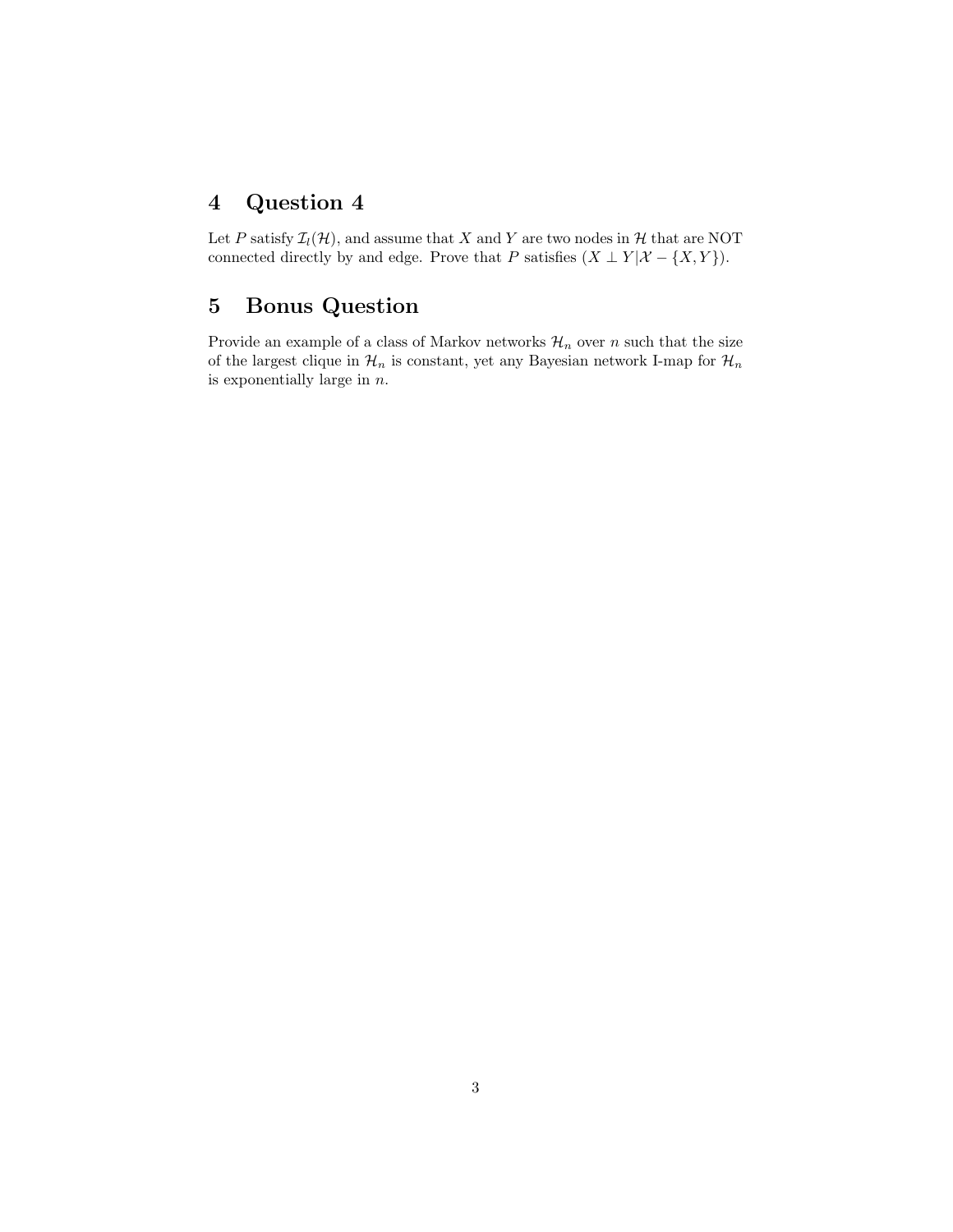## 4 Question 4

Let $P$ satisfy $\mathcal{I}_l(\mathcal{H})$, and assume that $X$ and $Y$ are two nodes in $\mathcal{H}$ that are NOT connected directly by and edge. Prove that $P$ satisfies $(X \perp Y | \mathcal{X} - \{X, Y\})$.

## 5 Bonus Question

Provide an example of a class of Markov networks $\mathcal{H}_n$ over $n$ such that the size of the largest clique in $\mathcal{H}_n$ is constant, yet any Bayesian network I-map for $\mathcal{H}_n$ is exponentially large in $n$.